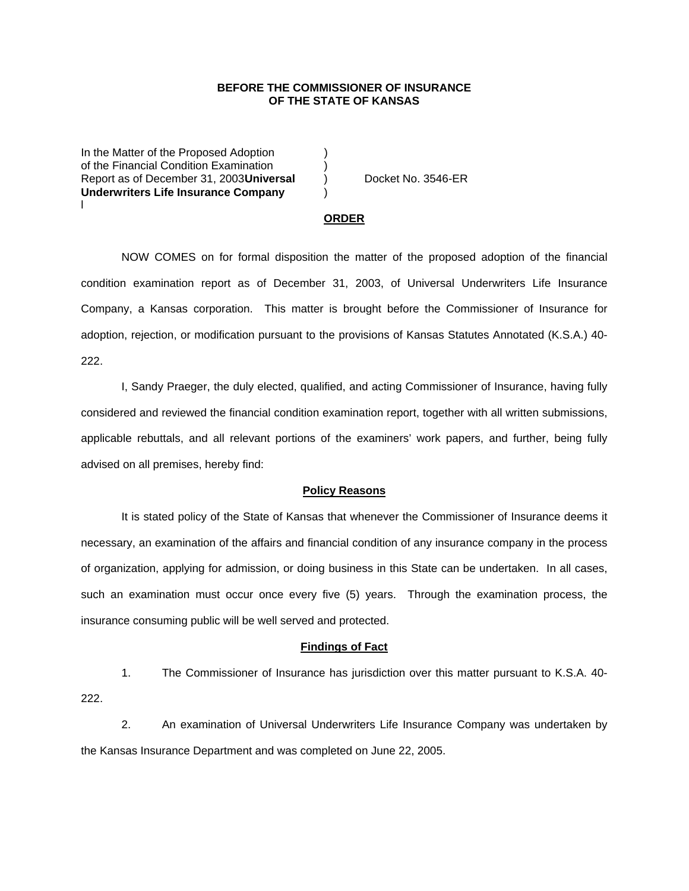**BEFORE THE COMMISSIONER OF INSURANCE**
**OF THE STATE OF KANSAS**

In the Matter of the Proposed Adoption )
of the Financial Condition Examination )
Report as of December 31, 2003**Universal** ) Docket No. 3546-ER
**Underwriters Life Insurance Company** )
l

**ORDER**

NOW COMES on for formal disposition the matter of the proposed adoption of the financial condition examination report as of December 31, 2003, of Universal Underwriters Life Insurance Company, a Kansas corporation. This matter is brought before the Commissioner of Insurance for adoption, rejection, or modification pursuant to the provisions of Kansas Statutes Annotated (K.S.A.) 40-222.

I, Sandy Praeger, the duly elected, qualified, and acting Commissioner of Insurance, having fully considered and reviewed the financial condition examination report, together with all written submissions, applicable rebuttals, and all relevant portions of the examiners' work papers, and further, being fully advised on all premises, hereby find:

**Policy Reasons**

It is stated policy of the State of Kansas that whenever the Commissioner of Insurance deems it necessary, an examination of the affairs and financial condition of any insurance company in the process of organization, applying for admission, or doing business in this State can be undertaken. In all cases, such an examination must occur once every five (5) years. Through the examination process, the insurance consuming public will be well served and protected.

**Findings of Fact**

1. The Commissioner of Insurance has jurisdiction over this matter pursuant to K.S.A. 40-222.

2. An examination of Universal Underwriters Life Insurance Company was undertaken by the Kansas Insurance Department and was completed on June 22, 2005.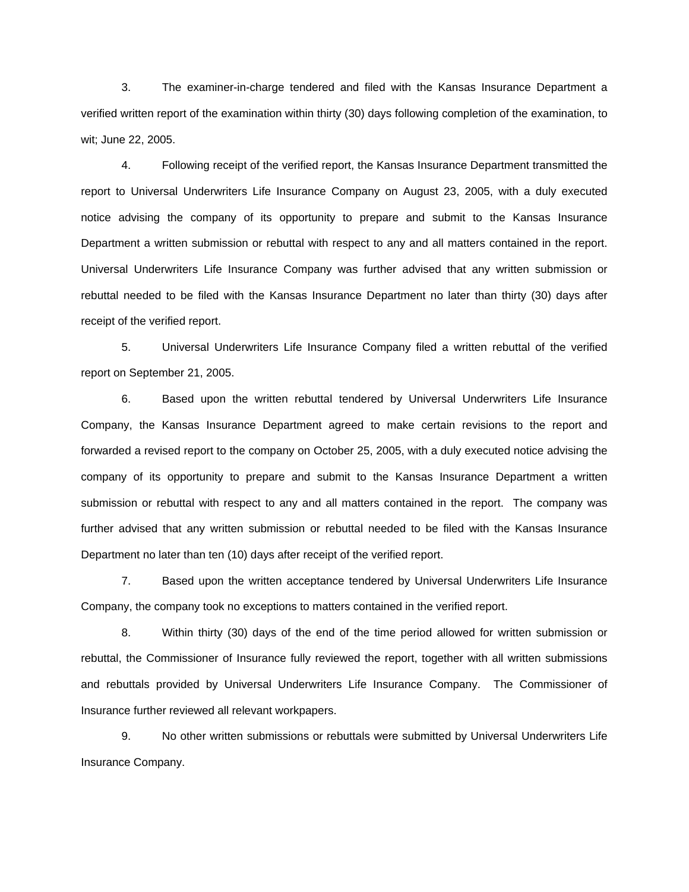3. The examiner-in-charge tendered and filed with the Kansas Insurance Department a verified written report of the examination within thirty (30) days following completion of the examination, to wit; June 22, 2005.

4. Following receipt of the verified report, the Kansas Insurance Department transmitted the report to Universal Underwriters Life Insurance Company on August 23, 2005, with a duly executed notice advising the company of its opportunity to prepare and submit to the Kansas Insurance Department a written submission or rebuttal with respect to any and all matters contained in the report. Universal Underwriters Life Insurance Company was further advised that any written submission or rebuttal needed to be filed with the Kansas Insurance Department no later than thirty (30) days after receipt of the verified report.

5. Universal Underwriters Life Insurance Company filed a written rebuttal of the verified report on September 21, 2005.

6. Based upon the written rebuttal tendered by Universal Underwriters Life Insurance Company, the Kansas Insurance Department agreed to make certain revisions to the report and forwarded a revised report to the company on October 25, 2005, with a duly executed notice advising the company of its opportunity to prepare and submit to the Kansas Insurance Department a written submission or rebuttal with respect to any and all matters contained in the report. The company was further advised that any written submission or rebuttal needed to be filed with the Kansas Insurance Department no later than ten (10) days after receipt of the verified report.

7. Based upon the written acceptance tendered by Universal Underwriters Life Insurance Company, the company took no exceptions to matters contained in the verified report.

8. Within thirty (30) days of the end of the time period allowed for written submission or rebuttal, the Commissioner of Insurance fully reviewed the report, together with all written submissions and rebuttals provided by Universal Underwriters Life Insurance Company. The Commissioner of Insurance further reviewed all relevant workpapers.

9. No other written submissions or rebuttals were submitted by Universal Underwriters Life Insurance Company.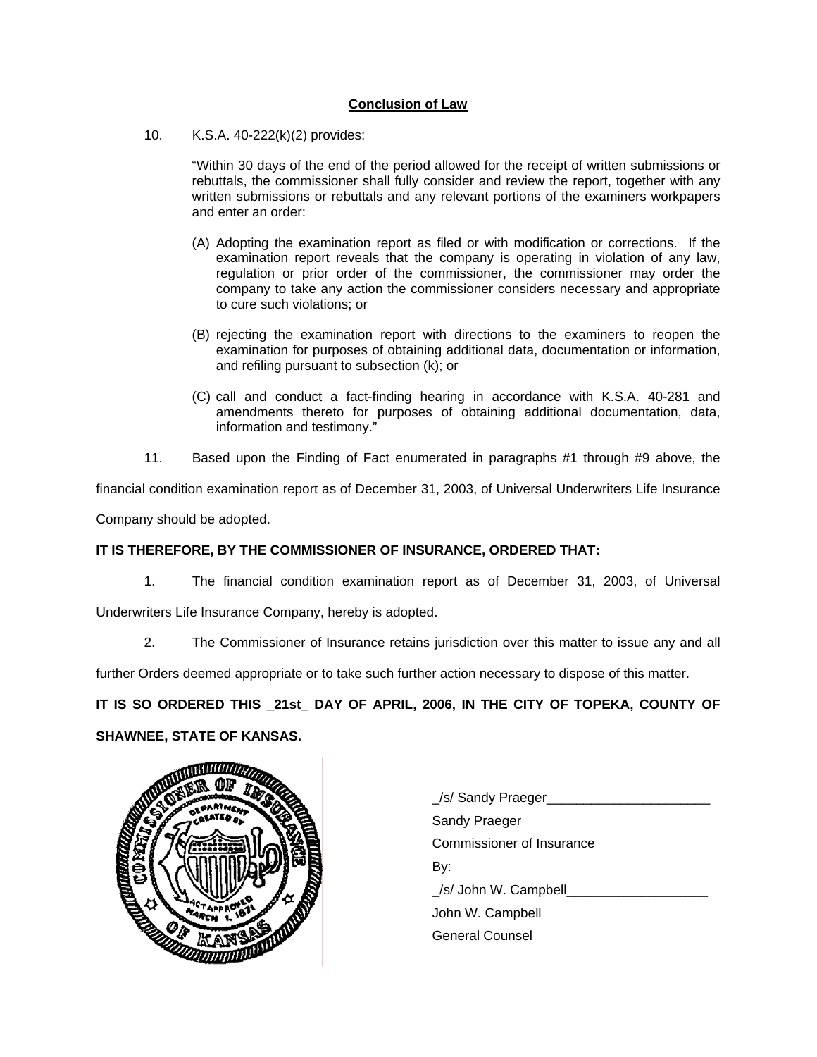**Conclusion of Law**

10. K.S.A. 40-222(k)(2) provides:

"Within 30 days of the end of the period allowed for the receipt of written submissions or rebuttals, the commissioner shall fully consider and review the report, together with any written submissions or rebuttals and any relevant portions of the examiners workpapers and enter an order:

(A) Adopting the examination report as filed or with modification or corrections. If the examination report reveals that the company is operating in violation of any law, regulation or prior order of the commissioner, the commissioner may order the company to take any action the commissioner considers necessary and appropriate to cure such violations; or

(B) rejecting the examination report with directions to the examiners to reopen the examination for purposes of obtaining additional data, documentation or information, and refiling pursuant to subsection (k); or

(C) call and conduct a fact-finding hearing in accordance with K.S.A. 40-281 and amendments thereto for purposes of obtaining additional documentation, data, information and testimony."

11. Based upon the Finding of Fact enumerated in paragraphs #1 through #9 above, the financial condition examination report as of December 31, 2003, of Universal Underwriters Life Insurance Company should be adopted.

**IT IS THEREFORE, BY THE COMMISSIONER OF INSURANCE, ORDERED THAT:**

1. The financial condition examination report as of December 31, 2003, of Universal Underwriters Life Insurance Company, hereby is adopted.

2. The Commissioner of Insurance retains jurisdiction over this matter to issue any and all further Orders deemed appropriate or to take such further action necessary to dispose of this matter.

**IT IS SO ORDERED THIS _21st_ DAY OF APRIL, 2006, IN THE CITY OF TOPEKA, COUNTY OF SHAWNEE, STATE OF KANSAS.**

_/s/ Sandy Praeger______________________
Sandy Praeger
Commissioner of Insurance
By:
_/s/ John W. Campbell___________________
John W. Campbell
General Counsel